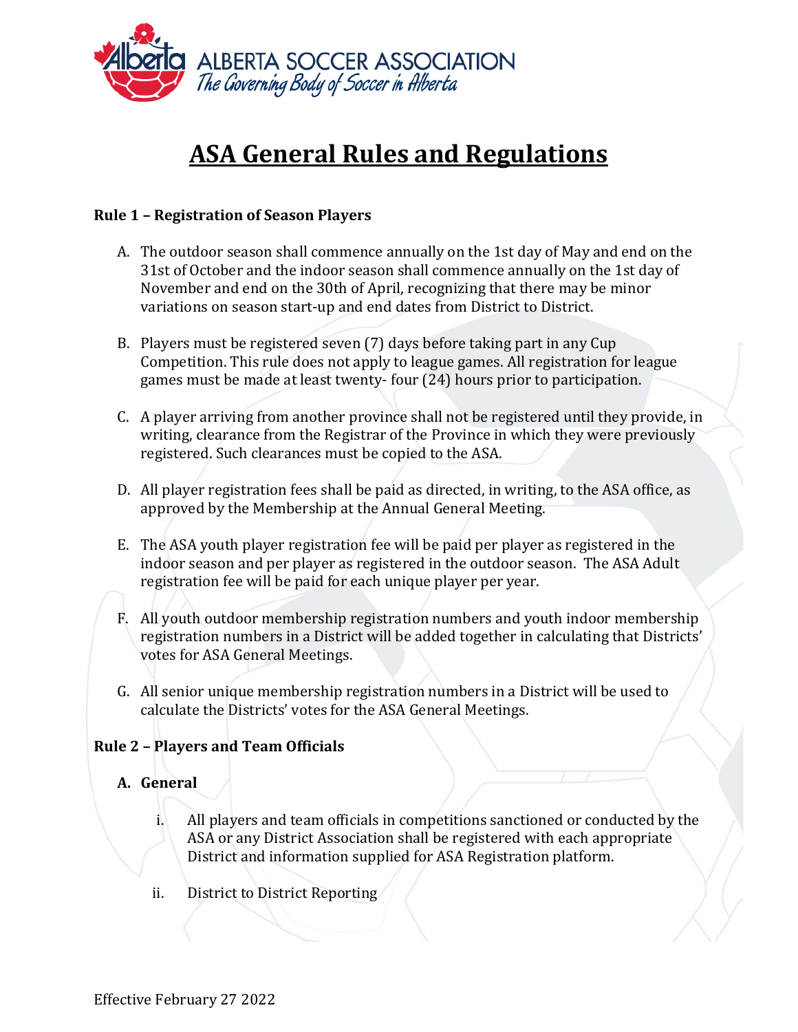ALBERTA SOCCER ASSOCIATION
*The Governing Body of Soccer in Alberta*

# ASA General Rules and Regulations

## Rule 1 – Registration of Season Players

A. The outdoor season shall commence annually on the 1st day of May and end on the 31st of October and the indoor season shall commence annually on the 1st day of November and end on the 30th of April, recognizing that there may be minor variations on season start-up and end dates from District to District.

B. Players must be registered seven (7) days before taking part in any Cup Competition. This rule does not apply to league games. All registration for league games must be made at least twenty- four (24) hours prior to participation.

C. A player arriving from another province shall not be registered until they provide, in writing, clearance from the Registrar of the Province in which they were previously registered. Such clearances must be copied to the ASA.

D. All player registration fees shall be paid as directed, in writing, to the ASA office, as approved by the Membership at the Annual General Meeting.

E. The ASA youth player registration fee will be paid per player as registered in the indoor season and per player as registered in the outdoor season. The ASA Adult registration fee will be paid for each unique player per year.

F. All youth outdoor membership registration numbers and youth indoor membership registration numbers in a District will be added together in calculating that Districts' votes for ASA General Meetings.

G. All senior unique membership registration numbers in a District will be used to calculate the Districts' votes for the ASA General Meetings.

## Rule 2 – Players and Team Officials

### A. General

i. All players and team officials in competitions sanctioned or conducted by the ASA or any District Association shall be registered with each appropriate District and information supplied for ASA Registration platform.

ii. District to District Reporting

Effective February 27 2022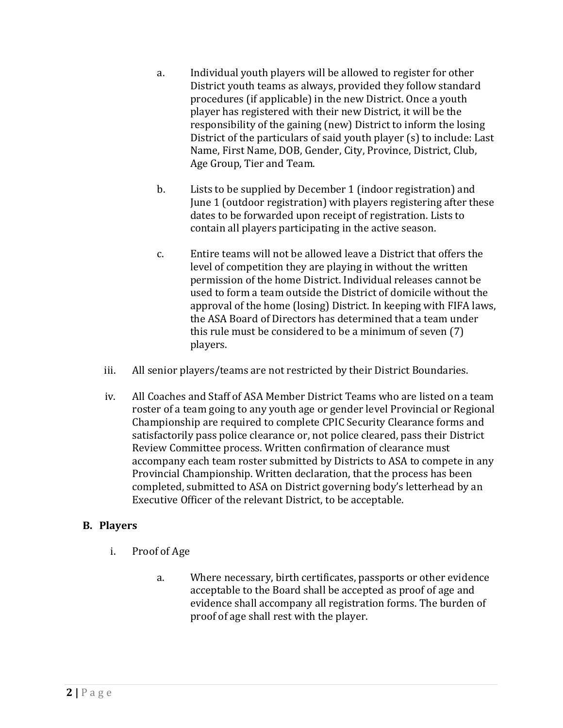a. Individual youth players will be allowed to register for other District youth teams as always, provided they follow standard procedures (if applicable) in the new District. Once a youth player has registered with their new District, it will be the responsibility of the gaining (new) District to inform the losing District of the particulars of said youth player (s) to include: Last Name, First Name, DOB, Gender, City, Province, District, Club, Age Group, Tier and Team.

b. Lists to be supplied by December 1 (indoor registration) and June 1 (outdoor registration) with players registering after these dates to be forwarded upon receipt of registration. Lists to contain all players participating in the active season.

c. Entire teams will not be allowed leave a District that offers the level of competition they are playing in without the written permission of the home District. Individual releases cannot be used to form a team outside the District of domicile without the approval of the home (losing) District. In keeping with FIFA laws, the ASA Board of Directors has determined that a team under this rule must be considered to be a minimum of seven (7) players.

iii. All senior players/teams are not restricted by their District Boundaries.

iv. All Coaches and Staff of ASA Member District Teams who are listed on a team roster of a team going to any youth age or gender level Provincial or Regional Championship are required to complete CPIC Security Clearance forms and satisfactorily pass police clearance or, not police cleared, pass their District Review Committee process. Written confirmation of clearance must accompany each team roster submitted by Districts to ASA to compete in any Provincial Championship. Written declaration, that the process has been completed, submitted to ASA on District governing body's letterhead by an Executive Officer of the relevant District, to be acceptable.

## B. Players

i. Proof of Age

a. Where necessary, birth certificates, passports or other evidence acceptable to the Board shall be accepted as proof of age and evidence shall accompany all registration forms. The burden of proof of age shall rest with the player.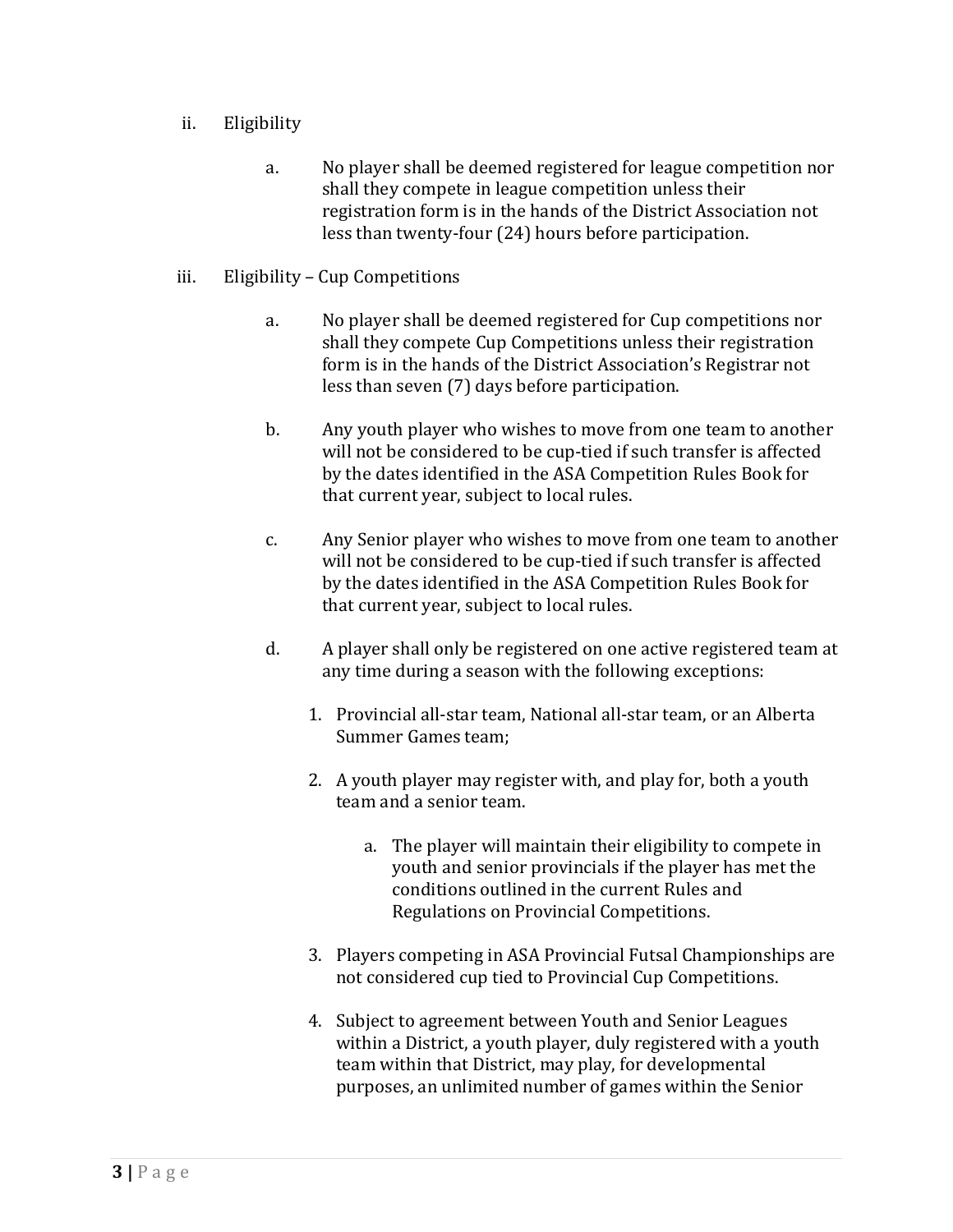ii. Eligibility

a. No player shall be deemed registered for league competition nor shall they compete in league competition unless their registration form is in the hands of the District Association not less than twenty-four (24) hours before participation.

iii. Eligibility – Cup Competitions

a. No player shall be deemed registered for Cup competitions nor shall they compete Cup Competitions unless their registration form is in the hands of the District Association's Registrar not less than seven (7) days before participation.

b. Any youth player who wishes to move from one team to another will not be considered to be cup-tied if such transfer is affected by the dates identified in the ASA Competition Rules Book for that current year, subject to local rules.

c. Any Senior player who wishes to move from one team to another will not be considered to be cup-tied if such transfer is affected by the dates identified in the ASA Competition Rules Book for that current year, subject to local rules.

d. A player shall only be registered on one active registered team at any time during a season with the following exceptions:

1. Provincial all-star team, National all-star team, or an Alberta Summer Games team;
2. A youth player may register with, and play for, both a youth team and a senior team.
   a. The player will maintain their eligibility to compete in youth and senior provincials if the player has met the conditions outlined in the current Rules and Regulations on Provincial Competitions.
3. Players competing in ASA Provincial Futsal Championships are not considered cup tied to Provincial Cup Competitions.
4. Subject to agreement between Youth and Senior Leagues within a District, a youth player, duly registered with a youth team within that District, may play, for developmental purposes, an unlimited number of games within the Senior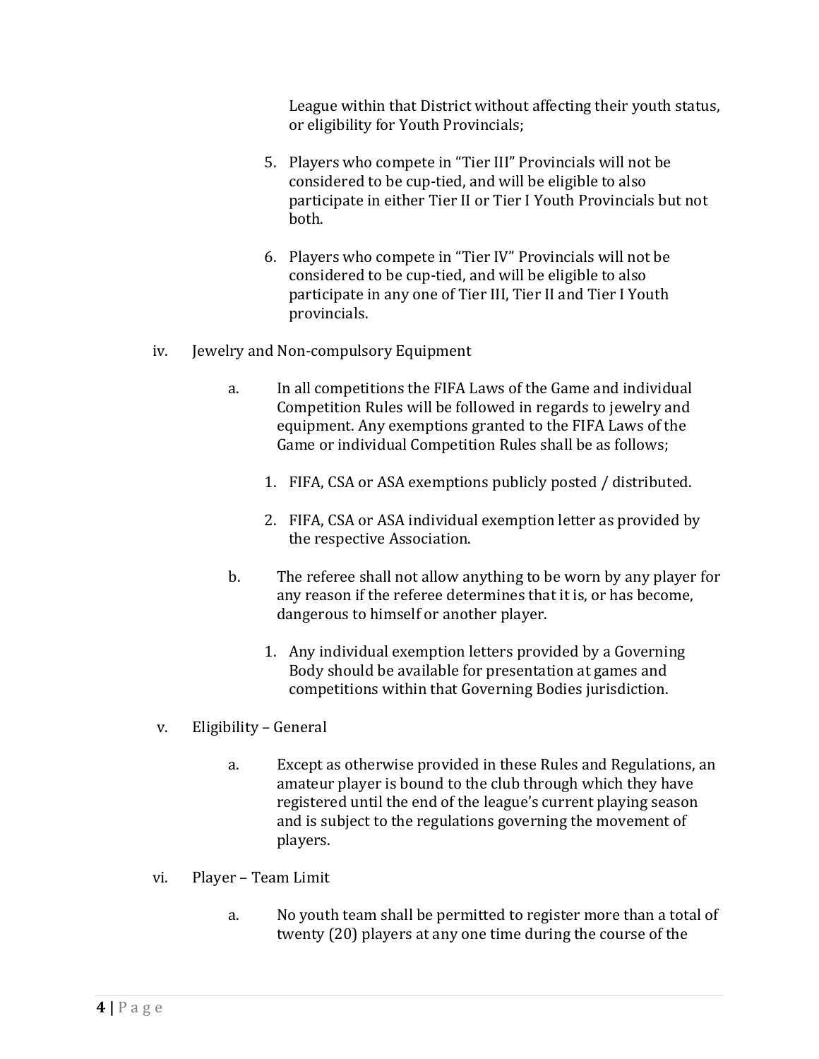League within that District without affecting their youth status, or eligibility for Youth Provincials;

5. Players who compete in "Tier III" Provincials will not be considered to be cup-tied, and will be eligible to also participate in either Tier II or Tier I Youth Provincials but not both.

6. Players who compete in "Tier IV" Provincials will not be considered to be cup-tied, and will be eligible to also participate in any one of Tier III, Tier II and Tier I Youth provincials.

iv. Jewelry and Non-compulsory Equipment

a. In all competitions the FIFA Laws of the Game and individual Competition Rules will be followed in regards to jewelry and equipment. Any exemptions granted to the FIFA Laws of the Game or individual Competition Rules shall be as follows;

1. FIFA, CSA or ASA exemptions publicly posted / distributed.

2. FIFA, CSA or ASA individual exemption letter as provided by the respective Association.

b. The referee shall not allow anything to be worn by any player for any reason if the referee determines that it is, or has become, dangerous to himself or another player.

1. Any individual exemption letters provided by a Governing Body should be available for presentation at games and competitions within that Governing Bodies jurisdiction.

v. Eligibility – General

a. Except as otherwise provided in these Rules and Regulations, an amateur player is bound to the club through which they have registered until the end of the league's current playing season and is subject to the regulations governing the movement of players.

vi. Player – Team Limit

a. No youth team shall be permitted to register more than a total of twenty (20) players at any one time during the course of the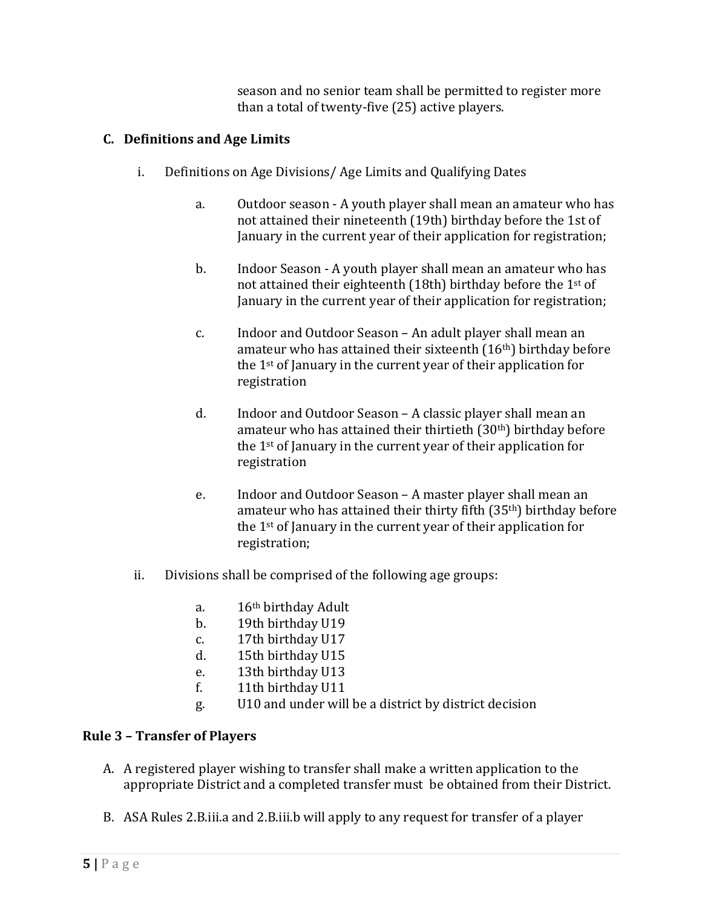season and no senior team shall be permitted to register more than a total of twenty-five (25) active players.

### C. Definitions and Age Limits

i. Definitions on Age Divisions/ Age Limits and Qualifying Dates

a. Outdoor season - A youth player shall mean an amateur who has not attained their nineteenth (19th) birthday before the 1st of January in the current year of their application for registration;

b. Indoor Season - A youth player shall mean an amateur who has not attained their eighteenth (18th) birthday before the 1st of January in the current year of their application for registration;

c. Indoor and Outdoor Season – An adult player shall mean an amateur who has attained their sixteenth (16th) birthday before the 1st of January in the current year of their application for registration

d. Indoor and Outdoor Season – A classic player shall mean an amateur who has attained their thirtieth (30th) birthday before the 1st of January in the current year of their application for registration

e. Indoor and Outdoor Season – A master player shall mean an amateur who has attained their thirty fifth (35th) birthday before the 1st of January in the current year of their application for registration;

ii. Divisions shall be comprised of the following age groups:

a. 16th birthday Adult
b. 19th birthday U19
c. 17th birthday U17
d. 15th birthday U15
e. 13th birthday U13
f. 11th birthday U11
g. U10 and under will be a district by district decision

## Rule 3 – Transfer of Players

A. A registered player wishing to transfer shall make a written application to the appropriate District and a completed transfer must be obtained from their District.

B. ASA Rules 2.B.iii.a and 2.B.iii.b will apply to any request for transfer of a player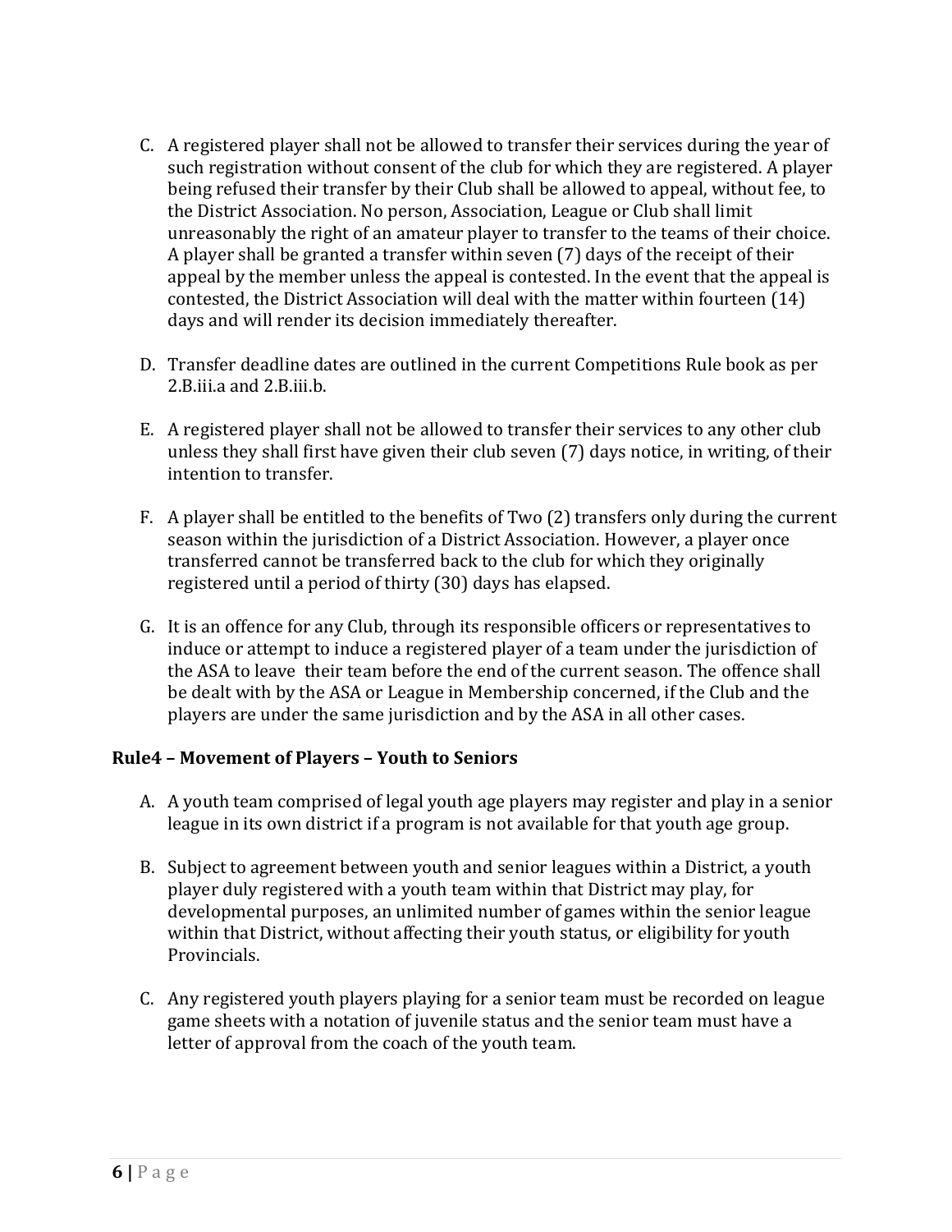C. A registered player shall not be allowed to transfer their services during the year of such registration without consent of the club for which they are registered. A player being refused their transfer by their Club shall be allowed to appeal, without fee, to the District Association. No person, Association, League or Club shall limit unreasonably the right of an amateur player to transfer to the teams of their choice. A player shall be granted a transfer within seven (7) days of the receipt of their appeal by the member unless the appeal is contested. In the event that the appeal is contested, the District Association will deal with the matter within fourteen (14) days and will render its decision immediately thereafter.

D. Transfer deadline dates are outlined in the current Competitions Rule book as per 2.B.iii.a and 2.B.iii.b.

E. A registered player shall not be allowed to transfer their services to any other club unless they shall first have given their club seven (7) days notice, in writing, of their intention to transfer.

F. A player shall be entitled to the benefits of Two (2) transfers only during the current season within the jurisdiction of a District Association. However, a player once transferred cannot be transferred back to the club for which they originally registered until a period of thirty (30) days has elapsed.

G. It is an offence for any Club, through its responsible officers or representatives to induce or attempt to induce a registered player of a team under the jurisdiction of the ASA to leave their team before the end of the current season. The offence shall be dealt with by the ASA or League in Membership concerned, if the Club and the players are under the same jurisdiction and by the ASA in all other cases.

**Rule4 – Movement of Players – Youth to Seniors**

A. A youth team comprised of legal youth age players may register and play in a senior league in its own district if a program is not available for that youth age group.

B. Subject to agreement between youth and senior leagues within a District, a youth player duly registered with a youth team within that District may play, for developmental purposes, an unlimited number of games within the senior league within that District, without affecting their youth status, or eligibility for youth Provincials.

C. Any registered youth players playing for a senior team must be recorded on league game sheets with a notation of juvenile status and the senior team must have a letter of approval from the coach of the youth team.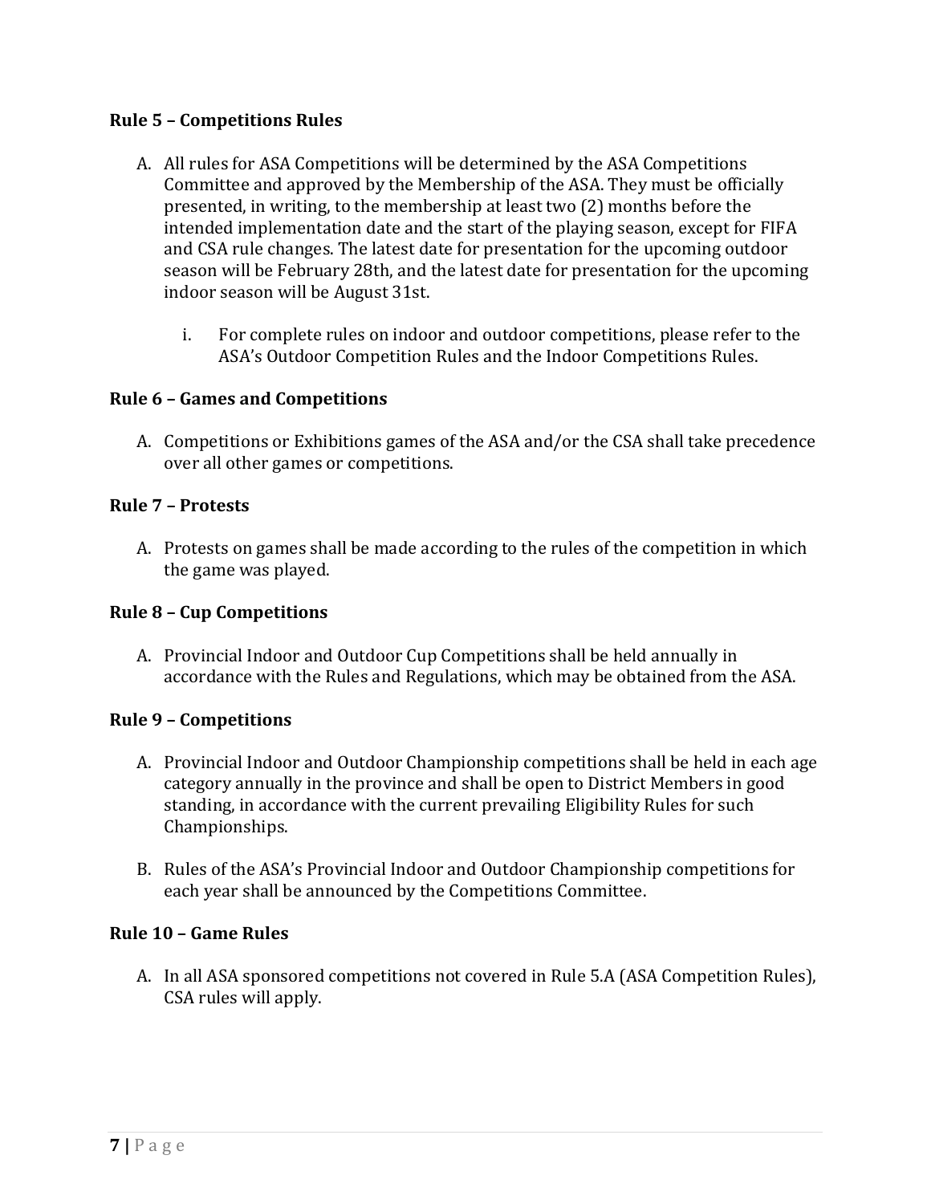**Rule 5 – Competitions Rules**

A. All rules for ASA Competitions will be determined by the ASA Competitions Committee and approved by the Membership of the ASA. They must be officially presented, in writing, to the membership at least two (2) months before the intended implementation date and the start of the playing season, except for FIFA and CSA rule changes. The latest date for presentation for the upcoming outdoor season will be February 28th, and the latest date for presentation for the upcoming indoor season will be August 31st.

   i. For complete rules on indoor and outdoor competitions, please refer to the ASA's Outdoor Competition Rules and the Indoor Competitions Rules.

**Rule 6 – Games and Competitions**

A. Competitions or Exhibitions games of the ASA and/or the CSA shall take precedence over all other games or competitions.

**Rule 7 – Protests**

A. Protests on games shall be made according to the rules of the competition in which the game was played.

**Rule 8 – Cup Competitions**

A. Provincial Indoor and Outdoor Cup Competitions shall be held annually in accordance with the Rules and Regulations, which may be obtained from the ASA.

**Rule 9 – Competitions**

A. Provincial Indoor and Outdoor Championship competitions shall be held in each age category annually in the province and shall be open to District Members in good standing, in accordance with the current prevailing Eligibility Rules for such Championships.

B. Rules of the ASA's Provincial Indoor and Outdoor Championship competitions for each year shall be announced by the Competitions Committee.

**Rule 10 – Game Rules**

A. In all ASA sponsored competitions not covered in Rule 5.A (ASA Competition Rules), CSA rules will apply.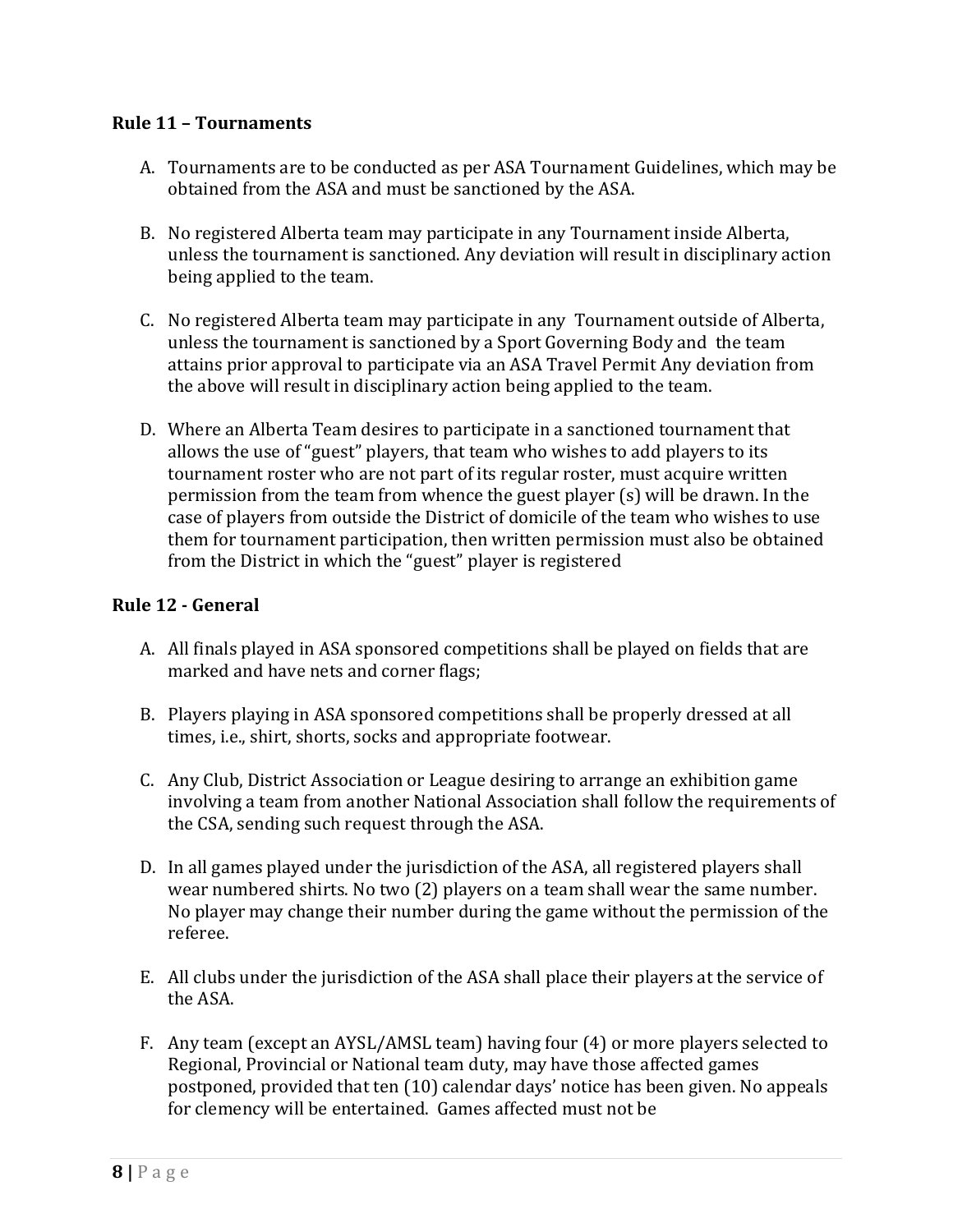### Rule 11 – Tournaments

A. Tournaments are to be conducted as per ASA Tournament Guidelines, which may be obtained from the ASA and must be sanctioned by the ASA.

B. No registered Alberta team may participate in any Tournament inside Alberta, unless the tournament is sanctioned. Any deviation will result in disciplinary action being applied to the team.

C. No registered Alberta team may participate in any Tournament outside of Alberta, unless the tournament is sanctioned by a Sport Governing Body and the team attains prior approval to participate via an ASA Travel Permit Any deviation from the above will result in disciplinary action being applied to the team.

D. Where an Alberta Team desires to participate in a sanctioned tournament that allows the use of "guest" players, that team who wishes to add players to its tournament roster who are not part of its regular roster, must acquire written permission from the team from whence the guest player (s) will be drawn. In the case of players from outside the District of domicile of the team who wishes to use them for tournament participation, then written permission must also be obtained from the District in which the "guest" player is registered

### Rule 12 - General

A. All finals played in ASA sponsored competitions shall be played on fields that are marked and have nets and corner flags;

B. Players playing in ASA sponsored competitions shall be properly dressed at all times, i.e., shirt, shorts, socks and appropriate footwear.

C. Any Club, District Association or League desiring to arrange an exhibition game involving a team from another National Association shall follow the requirements of the CSA, sending such request through the ASA.

D. In all games played under the jurisdiction of the ASA, all registered players shall wear numbered shirts. No two (2) players on a team shall wear the same number. No player may change their number during the game without the permission of the referee.

E. All clubs under the jurisdiction of the ASA shall place their players at the service of the ASA.

F. Any team (except an AYSL/AMSL team) having four (4) or more players selected to Regional, Provincial or National team duty, may have those affected games postponed, provided that ten (10) calendar days' notice has been given. No appeals for clemency will be entertained. Games affected must not be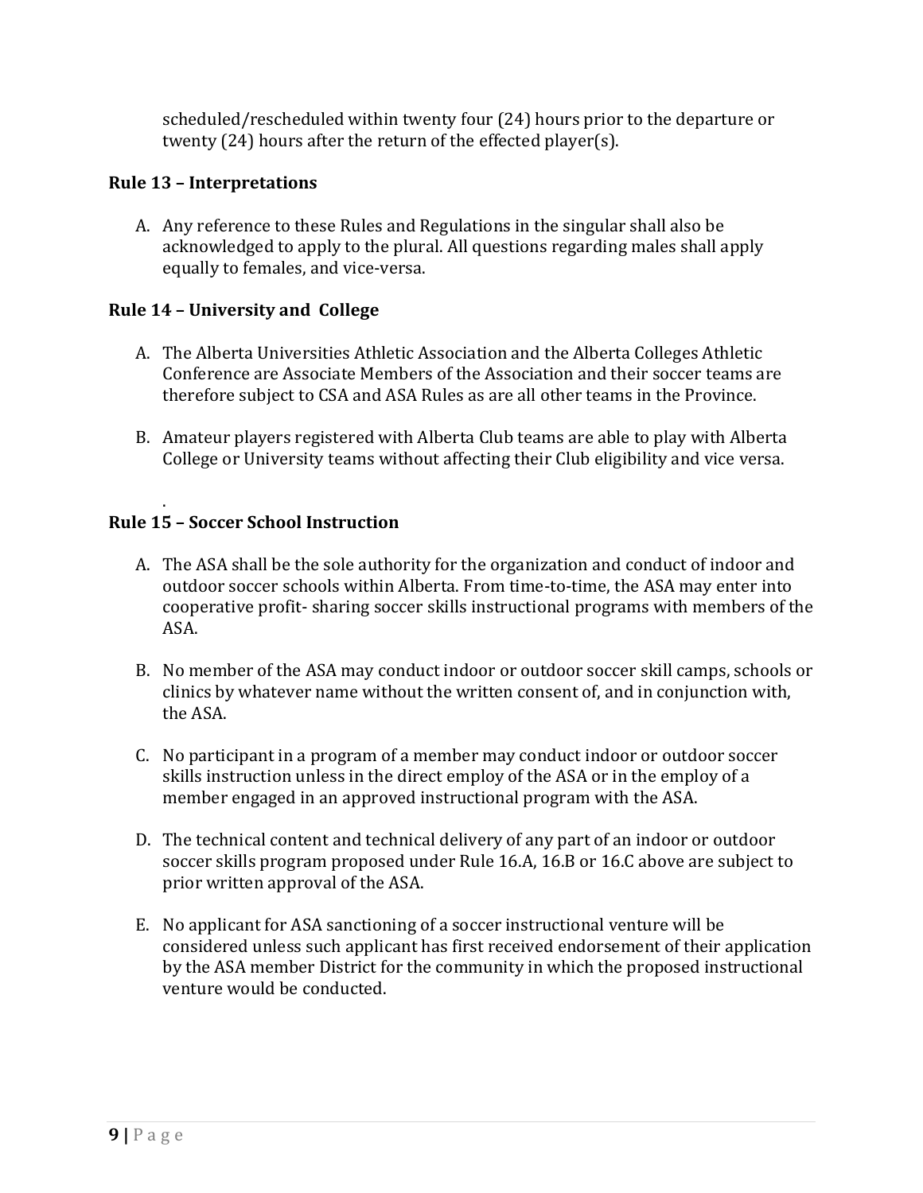scheduled/rescheduled within twenty four (24) hours prior to the departure or twenty (24) hours after the return of the effected player(s).

### Rule 13 – Interpretations

A. Any reference to these Rules and Regulations in the singular shall also be acknowledged to apply to the plural. All questions regarding males shall apply equally to females, and vice-versa.

### Rule 14 – University and College

A. The Alberta Universities Athletic Association and the Alberta Colleges Athletic Conference are Associate Members of the Association and their soccer teams are therefore subject to CSA and ASA Rules as are all other teams in the Province.

B. Amateur players registered with Alberta Club teams are able to play with Alberta College or University teams without affecting their Club eligibility and vice versa.

.

### Rule 15 – Soccer School Instruction

A. The ASA shall be the sole authority for the organization and conduct of indoor and outdoor soccer schools within Alberta. From time-to-time, the ASA may enter into cooperative profit- sharing soccer skills instructional programs with members of the ASA.

B. No member of the ASA may conduct indoor or outdoor soccer skill camps, schools or clinics by whatever name without the written consent of, and in conjunction with, the ASA.

C. No participant in a program of a member may conduct indoor or outdoor soccer skills instruction unless in the direct employ of the ASA or in the employ of a member engaged in an approved instructional program with the ASA.

D. The technical content and technical delivery of any part of an indoor or outdoor soccer skills program proposed under Rule 16.A, 16.B or 16.C above are subject to prior written approval of the ASA.

E. No applicant for ASA sanctioning of a soccer instructional venture will be considered unless such applicant has first received endorsement of their application by the ASA member District for the community in which the proposed instructional venture would be conducted.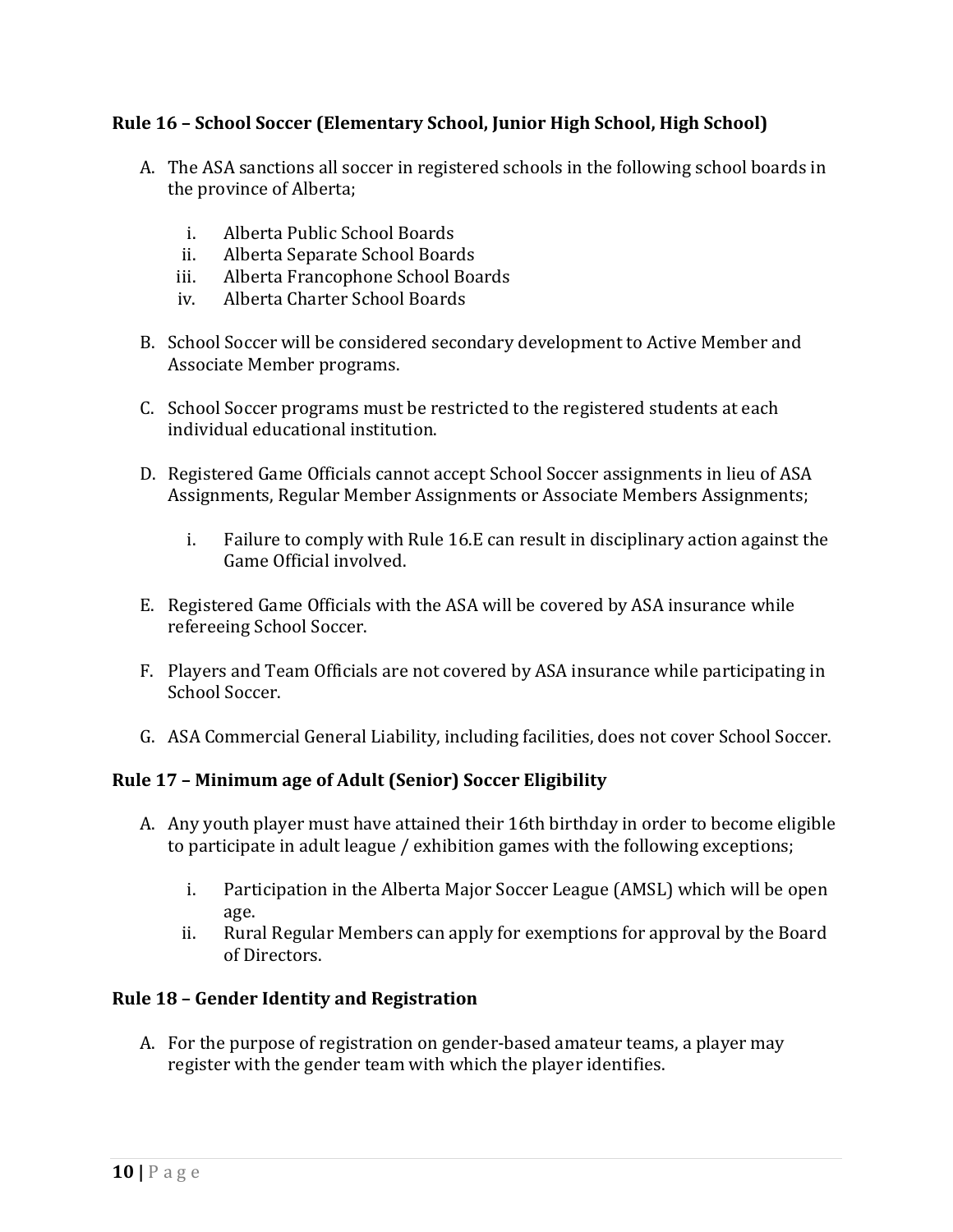### Rule 16 – School Soccer (Elementary School, Junior High School, High School)

A. The ASA sanctions all soccer in registered schools in the following school boards in the province of Alberta;

    i. Alberta Public School Boards
    ii. Alberta Separate School Boards
    iii. Alberta Francophone School Boards
    iv. Alberta Charter School Boards

B. School Soccer will be considered secondary development to Active Member and Associate Member programs.

C. School Soccer programs must be restricted to the registered students at each individual educational institution.

D. Registered Game Officials cannot accept School Soccer assignments in lieu of ASA Assignments, Regular Member Assignments or Associate Members Assignments;

    i. Failure to comply with Rule 16.E can result in disciplinary action against the Game Official involved.

E. Registered Game Officials with the ASA will be covered by ASA insurance while refereeing School Soccer.

F. Players and Team Officials are not covered by ASA insurance while participating in School Soccer.

G. ASA Commercial General Liability, including facilities, does not cover School Soccer.

### Rule 17 – Minimum age of Adult (Senior) Soccer Eligibility

A. Any youth player must have attained their 16th birthday in order to become eligible to participate in adult league / exhibition games with the following exceptions;

    i. Participation in the Alberta Major Soccer League (AMSL) which will be open age.
    ii. Rural Regular Members can apply for exemptions for approval by the Board of Directors.

### Rule 18 – Gender Identity and Registration

A. For the purpose of registration on gender-based amateur teams, a player may register with the gender team with which the player identifies.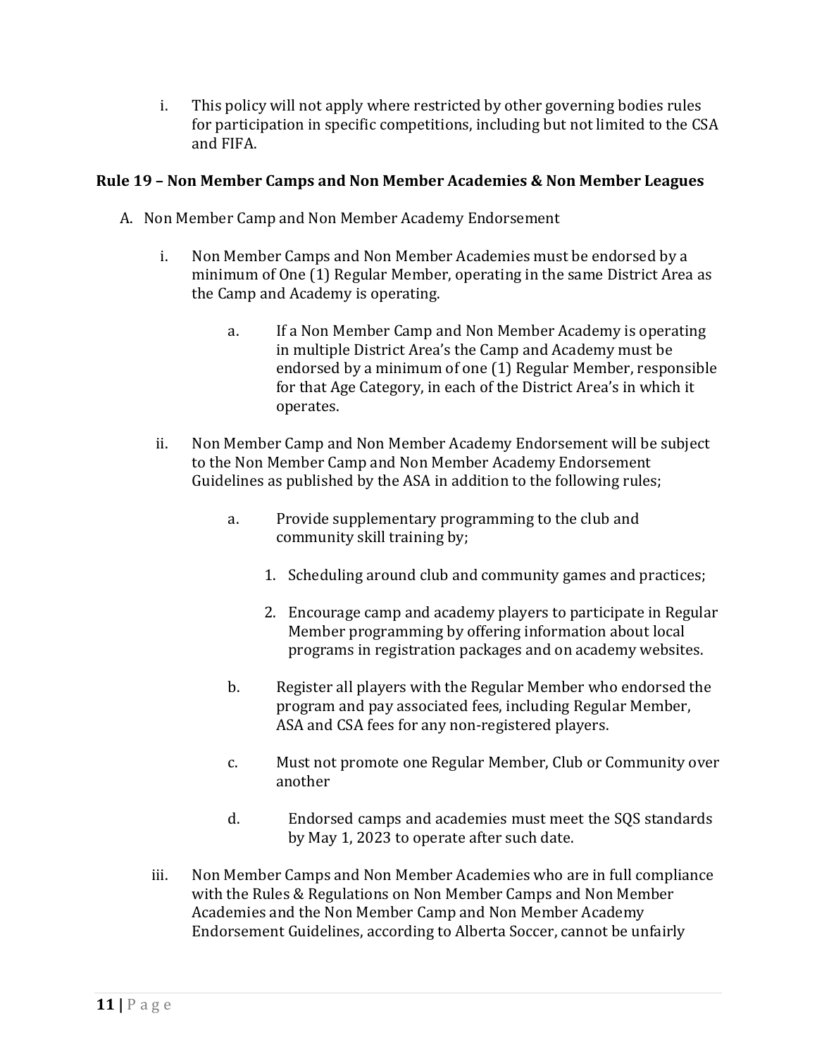i. This policy will not apply where restricted by other governing bodies rules for participation in specific competitions, including but not limited to the CSA and FIFA.

**Rule 19 – Non Member Camps and Non Member Academies & Non Member Leagues**

A. Non Member Camp and Non Member Academy Endorsement

i. Non Member Camps and Non Member Academies must be endorsed by a minimum of One (1) Regular Member, operating in the same District Area as the Camp and Academy is operating.

   a. If a Non Member Camp and Non Member Academy is operating in multiple District Area's the Camp and Academy must be endorsed by a minimum of one (1) Regular Member, responsible for that Age Category, in each of the District Area's in which it operates.

ii. Non Member Camp and Non Member Academy Endorsement will be subject to the Non Member Camp and Non Member Academy Endorsement Guidelines as published by the ASA in addition to the following rules;

   a. Provide supplementary programming to the club and community skill training by;

      1. Scheduling around club and community games and practices;

      2. Encourage camp and academy players to participate in Regular Member programming by offering information about local programs in registration packages and on academy websites.

   b. Register all players with the Regular Member who endorsed the program and pay associated fees, including Regular Member, ASA and CSA fees for any non-registered players.

   c. Must not promote one Regular Member, Club or Community over another

   d. Endorsed camps and academies must meet the SQS standards by May 1, 2023 to operate after such date.

iii. Non Member Camps and Non Member Academies who are in full compliance with the Rules & Regulations on Non Member Camps and Non Member Academies and the Non Member Camp and Non Member Academy Endorsement Guidelines, according to Alberta Soccer, cannot be unfairly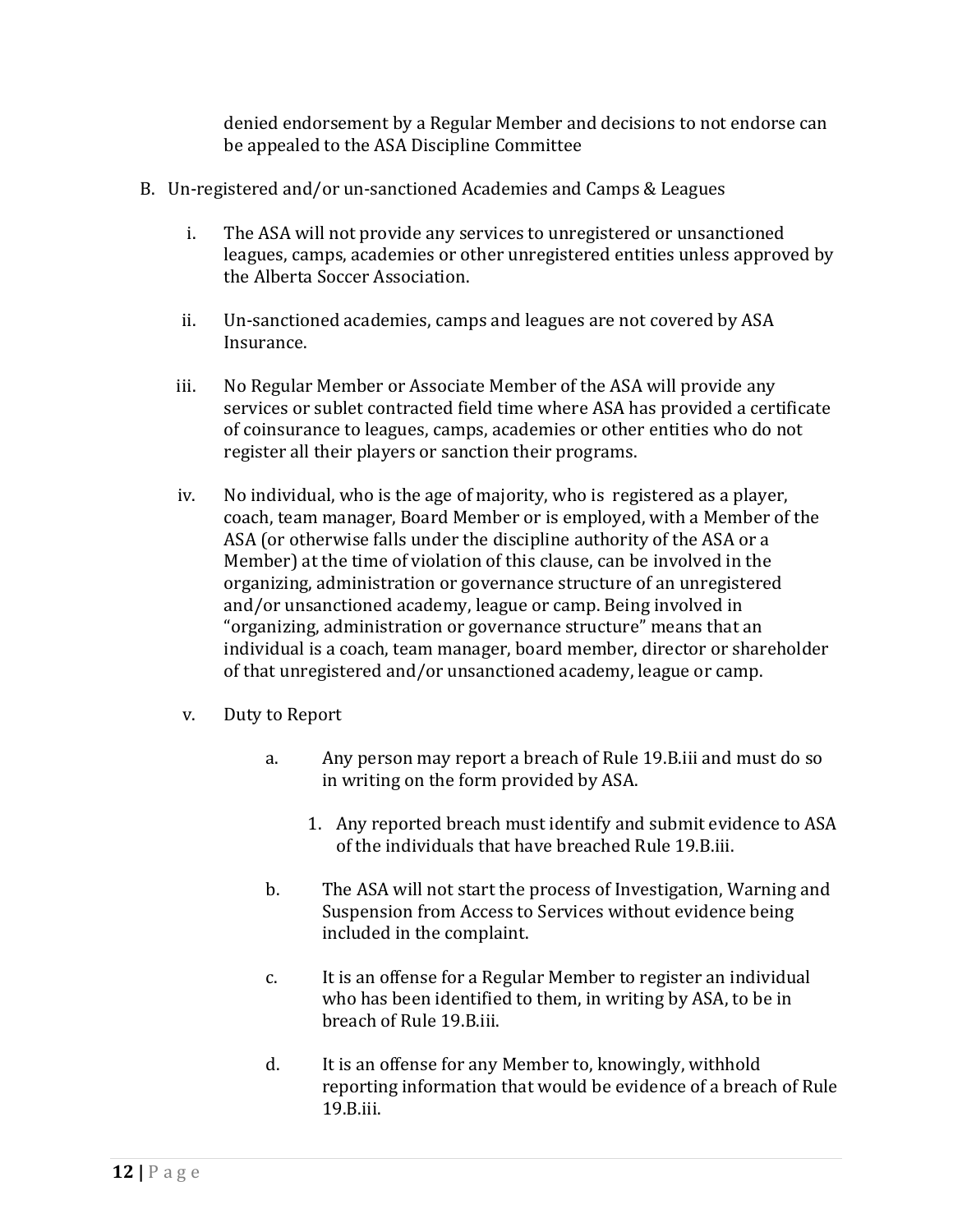denied endorsement by a Regular Member and decisions to not endorse can be appealed to the ASA Discipline Committee

B. Un-registered and/or un-sanctioned Academies and Camps & Leagues

   i. The ASA will not provide any services to unregistered or unsanctioned leagues, camps, academies or other unregistered entities unless approved by the Alberta Soccer Association.

   ii. Un-sanctioned academies, camps and leagues are not covered by ASA Insurance.

   iii. No Regular Member or Associate Member of the ASA will provide any services or sublet contracted field time where ASA has provided a certificate of coinsurance to leagues, camps, academies or other entities who do not register all their players or sanction their programs.

   iv. No individual, who is the age of majority, who is registered as a player, coach, team manager, Board Member or is employed, with a Member of the ASA (or otherwise falls under the discipline authority of the ASA or a Member) at the time of violation of this clause, can be involved in the organizing, administration or governance structure of an unregistered and/or unsanctioned academy, league or camp. Being involved in "organizing, administration or governance structure" means that an individual is a coach, team manager, board member, director or shareholder of that unregistered and/or unsanctioned academy, league or camp.

   v. Duty to Report

      a. Any person may report a breach of Rule 19.B.iii and must do so in writing on the form provided by ASA.

         1. Any reported breach must identify and submit evidence to ASA of the individuals that have breached Rule 19.B.iii.

      b. The ASA will not start the process of Investigation, Warning and Suspension from Access to Services without evidence being included in the complaint.

      c. It is an offense for a Regular Member to register an individual who has been identified to them, in writing by ASA, to be in breach of Rule 19.B.iii.

      d. It is an offense for any Member to, knowingly, withhold reporting information that would be evidence of a breach of Rule 19.B.iii.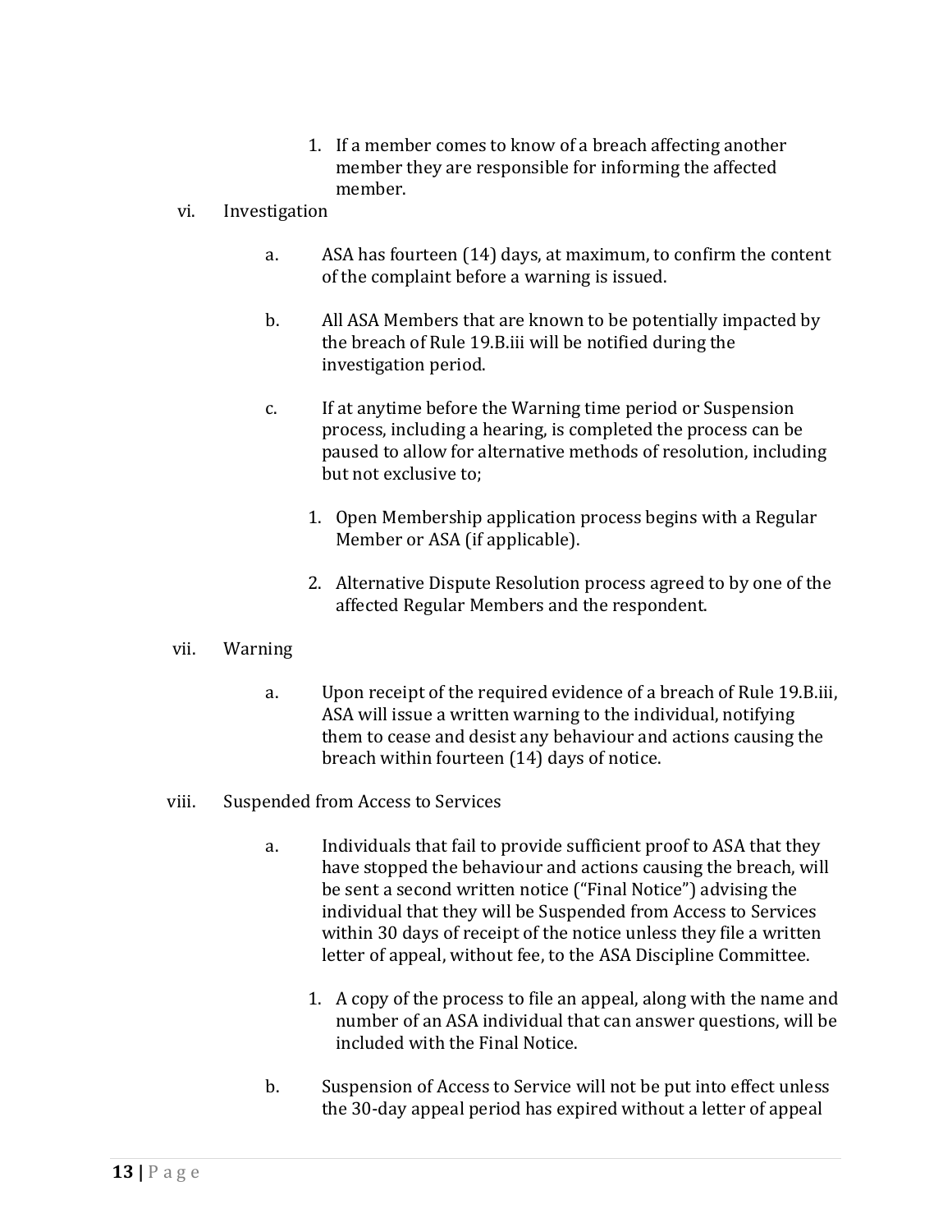1. If a member comes to know of a breach affecting another member they are responsible for informing the affected member.

vi. Investigation

a. ASA has fourteen (14) days, at maximum, to confirm the content of the complaint before a warning is issued.

b. All ASA Members that are known to be potentially impacted by the breach of Rule 19.B.iii will be notified during the investigation period.

c. If at anytime before the Warning time period or Suspension process, including a hearing, is completed the process can be paused to allow for alternative methods of resolution, including but not exclusive to;

1. Open Membership application process begins with a Regular Member or ASA (if applicable).

2. Alternative Dispute Resolution process agreed to by one of the affected Regular Members and the respondent.

vii. Warning

a. Upon receipt of the required evidence of a breach of Rule 19.B.iii, ASA will issue a written warning to the individual, notifying them to cease and desist any behaviour and actions causing the breach within fourteen (14) days of notice.

viii. Suspended from Access to Services

a. Individuals that fail to provide sufficient proof to ASA that they have stopped the behaviour and actions causing the breach, will be sent a second written notice ("Final Notice") advising the individual that they will be Suspended from Access to Services within 30 days of receipt of the notice unless they file a written letter of appeal, without fee, to the ASA Discipline Committee.

1. A copy of the process to file an appeal, along with the name and number of an ASA individual that can answer questions, will be included with the Final Notice.

b. Suspension of Access to Service will not be put into effect unless the 30-day appeal period has expired without a letter of appeal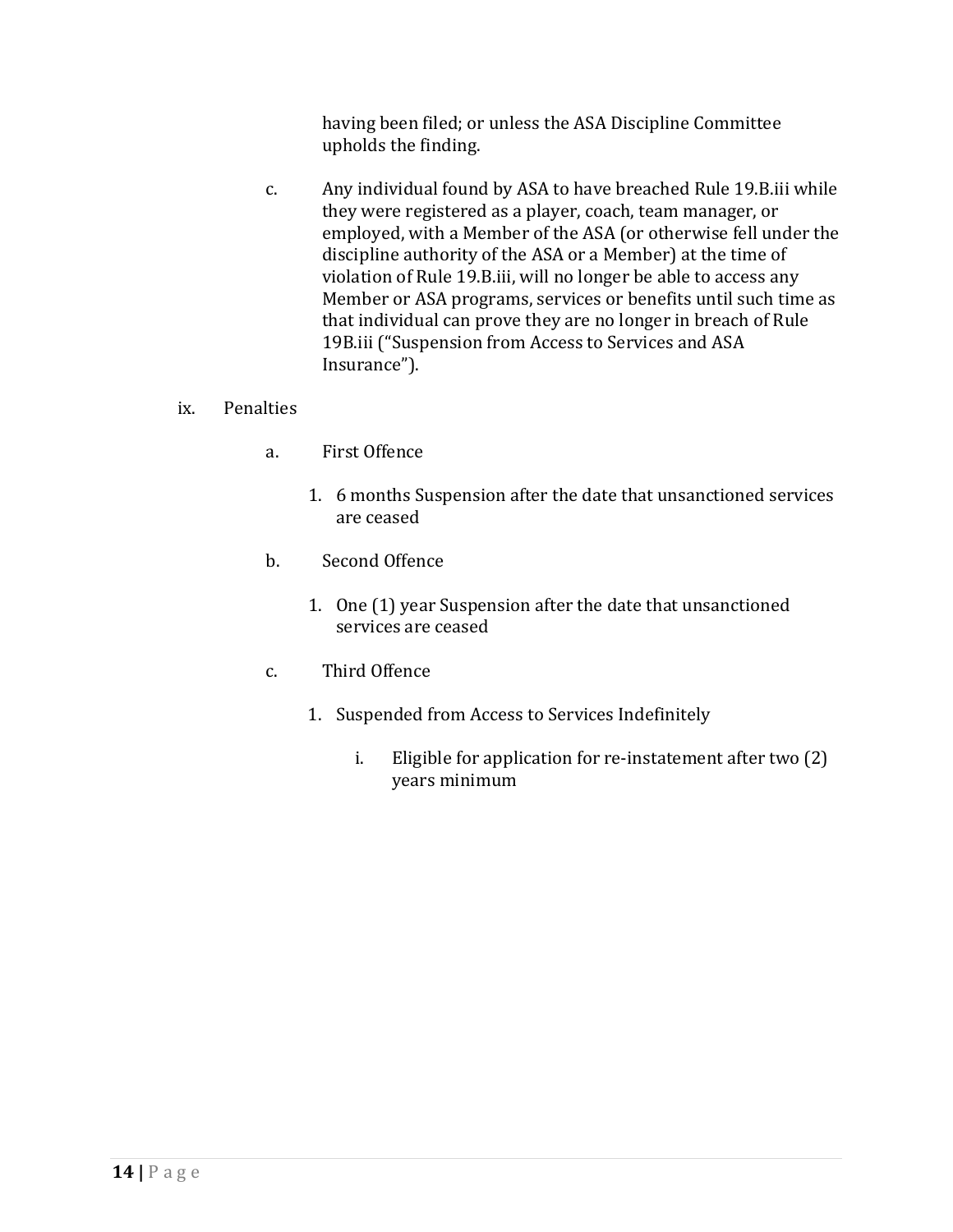having been filed; or unless the ASA Discipline Committee upholds the finding.

c. Any individual found by ASA to have breached Rule 19.B.iii while they were registered as a player, coach, team manager, or employed, with a Member of the ASA (or otherwise fell under the discipline authority of the ASA or a Member) at the time of violation of Rule 19.B.iii, will no longer be able to access any Member or ASA programs, services or benefits until such time as that individual can prove they are no longer in breach of Rule 19B.iii ("Suspension from Access to Services and ASA Insurance").

ix. Penalties

a. First Offence

1. 6 months Suspension after the date that unsanctioned services are ceased

b. Second Offence

1. One (1) year Suspension after the date that unsanctioned services are ceased

c. Third Offence

1. Suspended from Access to Services Indefinitely

   i. Eligible for application for re-instatement after two (2) years minimum